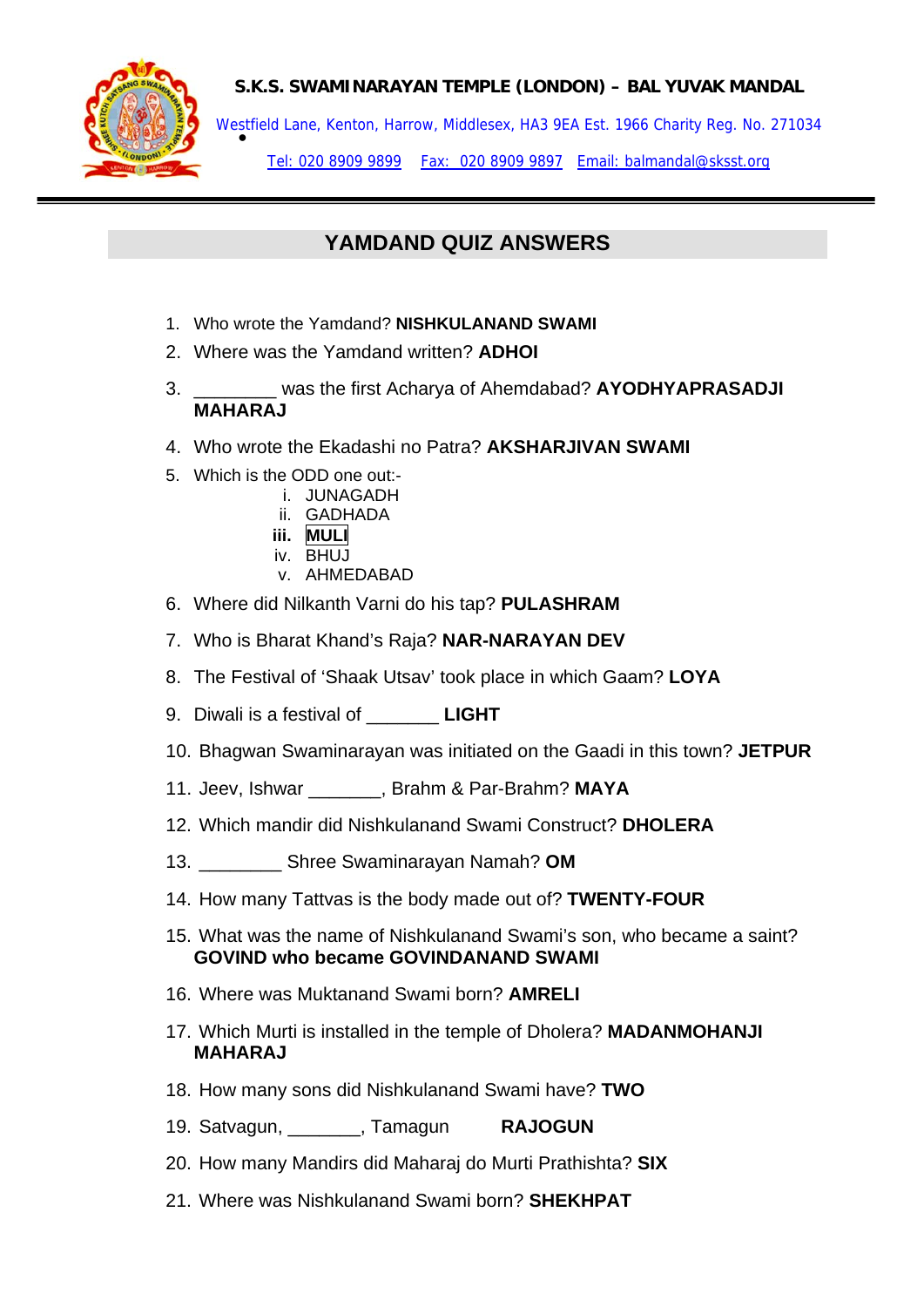**S.K.S. SWAMINARAYAN TEMPLE (LONDON) – BAL YUVAK MANDAL**

Westfield Lane, Kenton, Harrow, Middlesex, HA3 9EA Est. 1966 Charity Reg. No. 271034

Tel: 020 8909 9899 Fax: 020 8909 9897 Email: balmandal@sksst.org

---

## YAMDAND QUIZ ANSWERS

1. Who wrote the Yamdand? **NISHKULANAND SWAMI**
2. Where was the Yamdand written? **ADHOI**
3. ________ was the first Acharya of Ahemdabad? **AYODHYAPRASADJI MAHARAJ**
4. Who wrote the Ekadashi no Patra? **AKSHARJIVAN SWAMI**
5. Which is the ODD one out:-
    i. JUNAGADH
    ii. GADHADA
    **iii. MULI**
    iv. BHUJ
    v. AHMEDABAD
6. Where did Nilkanth Varni do his tap? **PULASHRAM**
7. Who is Bharat Khand's Raja? **NAR-NARAYAN DEV**
8. The Festival of 'Shaak Utsav' took place in which Gaam? **LOYA**
9. Diwali is a festival of _______ **LIGHT**
10. Bhagwan Swaminarayan was initiated on the Gaadi in this town? **JETPUR**
11. Jeev, Ishwar _______, Brahm & Par-Brahm? **MAYA**
12. Which mandir did Nishkulanand Swami Construct? **DHOLERA**
13. ________ Shree Swaminarayan Namah? **OM**
14. How many Tattvas is the body made out of? **TWENTY-FOUR**
15. What was the name of Nishkulanand Swami's son, who became a saint? **GOVIND who became GOVINDANAND SWAMI**
16. Where was Muktanand Swami born? **AMRELI**
17. Which Murti is installed in the temple of Dholera? **MADANMOHANJI MAHARAJ**
18. How many sons did Nishkulanand Swami have? **TWO**
19. Satvagun, _______, Tamagun **RAJOGUN**
20. How many Mandirs did Maharaj do Murti Prathishta? **SIX**
21. Where was Nishkulanand Swami born? **SHEKHPAT**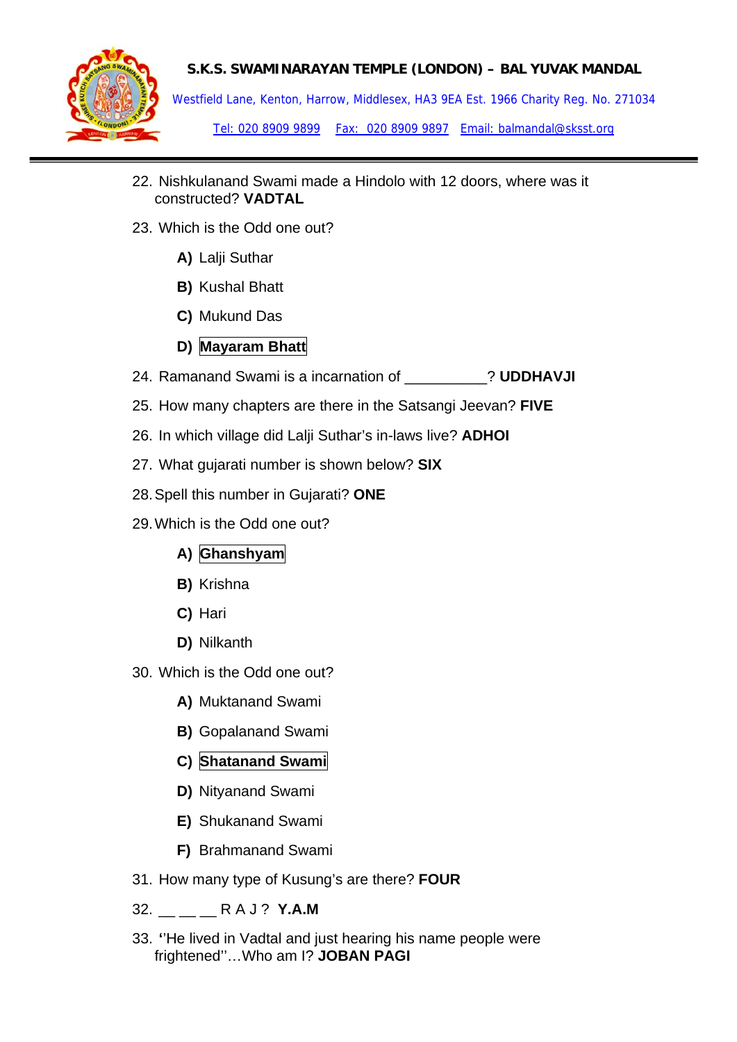22. Nishkulanand Swami made a Hindolo with 12 doors, where was it constructed? **VADTAL**

23. Which is the Odd one out?

    **A)** Lalji Suthar

    **B)** Kushal Bhatt

    **C)** Mukund Das

    **D)** **Mayaram Bhatt**

24. Ramanand Swami is a incarnation of __________? **UDDHAVJI**

25. How many chapters are there in the Satsangi Jeevan? **FIVE**

26. In which village did Lalji Suthar's in-laws live? **ADHOI**

27. What gujarati number is shown below? **SIX**

28. Spell this number in Gujarati? **ONE**

29. Which is the Odd one out?

    **A)** **Ghanshyam**

    **B)** Krishna

    **C)** Hari

    **D)** Nilkanth

30. Which is the Odd one out?

    **A)** Muktanand Swami

    **B)** Gopalanand Swami

    **C)** **Shatanand Swami**

    **D)** Nityanand Swami

    **E)** Shukanand Swami

    **F)** Brahmanand Swami

31. How many type of Kusung's are there? **FOUR**

32. __ __ __ R A J ? **Y.A.M**

33. ''He lived in Vadtal and just hearing his name people were frightened''…Who am I? **JOBAN PAGI**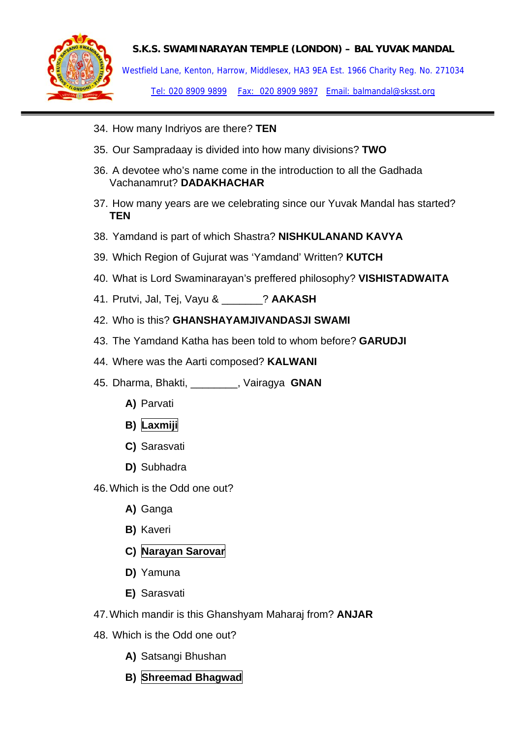34. How many Indriyos are there? **TEN**

35. Our Sampradaay is divided into how many divisions? **TWO**

36. A devotee who's name come in the introduction to all the Gadhada Vachanamrut? **DADAKHACHAR**

37. How many years are we celebrating since our Yuvak Mandal has started? **TEN**

38. Yamdand is part of which Shastra? **NISHKULANAND KAVYA**

39. Which Region of Gujurat was 'Yamdand' Written? **KUTCH**

40. What is Lord Swaminarayan's preffered philosophy? **VISHISTADWAITA**

41. Prutvi, Jal, Tej, Vayu & _______? **AAKASH**

42. Who is this? **GHANSHAYAMJIVANDASJI SWAMI**

43. The Yamdand Katha has been told to whom before? **GARUDJI**

44. Where was the Aarti composed? **KALWANI**

45. Dharma, Bhakti, ________, Vairagya **GNAN**

    **A)** Parvati

    **B)** **Laxmiji**

    **C)** Sarasvati

    **D)** Subhadra

46. Which is the Odd one out?

    **A)** Ganga

    **B)** Kaveri

    **C)** **Narayan Sarovar**

    **D)** Yamuna

    **E)** Sarasvati

47. Which mandir is this Ghanshyam Maharaj from? **ANJAR**

48. Which is the Odd one out?

    **A)** Satsangi Bhushan

    **B)** **Shreemad Bhagwad**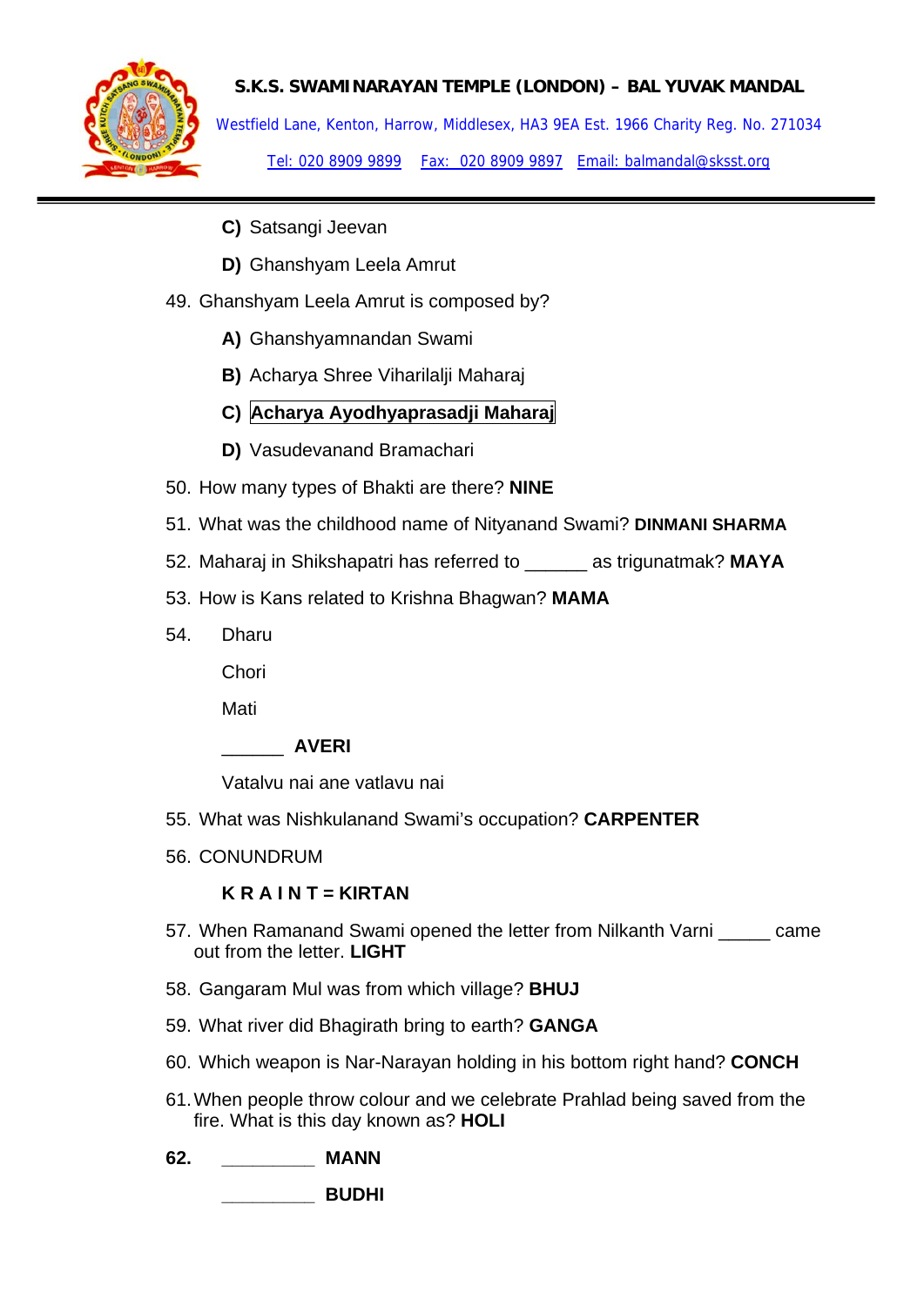**S.K.S. SWAMINARAYAN TEMPLE (LONDON) – BAL YUVAK MANDAL**

Westfield Lane, Kenton, Harrow, Middlesex, HA3 9EA Est. 1966 Charity Reg. No. 271034

Tel: 020 8909 9899 Fax: 020 8909 9897 Email: balmandal@sksst.org

---

- **C)** Satsangi Jeevan
- **D)** Ghanshyam Leela Amrut

49. Ghanshyam Leela Amrut is composed by?
    - **A)** Ghanshyamnandan Swami
    - **B)** Acharya Shree Viharilalji Maharaj
    - **C)** **Acharya Ayodhyaprasadji Maharaj**
    - **D)** Vasudevanand Bramachari
50. How many types of Bhakti are there? **NINE**
51. What was the childhood name of Nityanand Swami? **DINMANI SHARMA**
52. Maharaj in Shikshapatri has referred to ______ as trigunatmak? **MAYA**
53. How is Kans related to Krishna Bhagwan? **MAMA**
54. Dharu

    Chori

    Mati

    ______ **AVERI**

    Vatalvu nai ane vatlavu nai
55. What was Nishkulanand Swami's occupation? **CARPENTER**
56. CONUNDRUM

    **K R A I N T = KIRTAN**
57. When Ramanand Swami opened the letter from Nilkanth Varni _____ came out from the letter. **LIGHT**
58. Gangaram Mul was from which village? **BHUJ**
59. What river did Bhagirath bring to earth? **GANGA**
60. Which weapon is Nar-Narayan holding in his bottom right hand? **CONCH**
61. When people throw colour and we celebrate Prahlad being saved from the fire. What is this day known as? **HOLI**
62. _________ **MANN**

    _________ **BUDHI**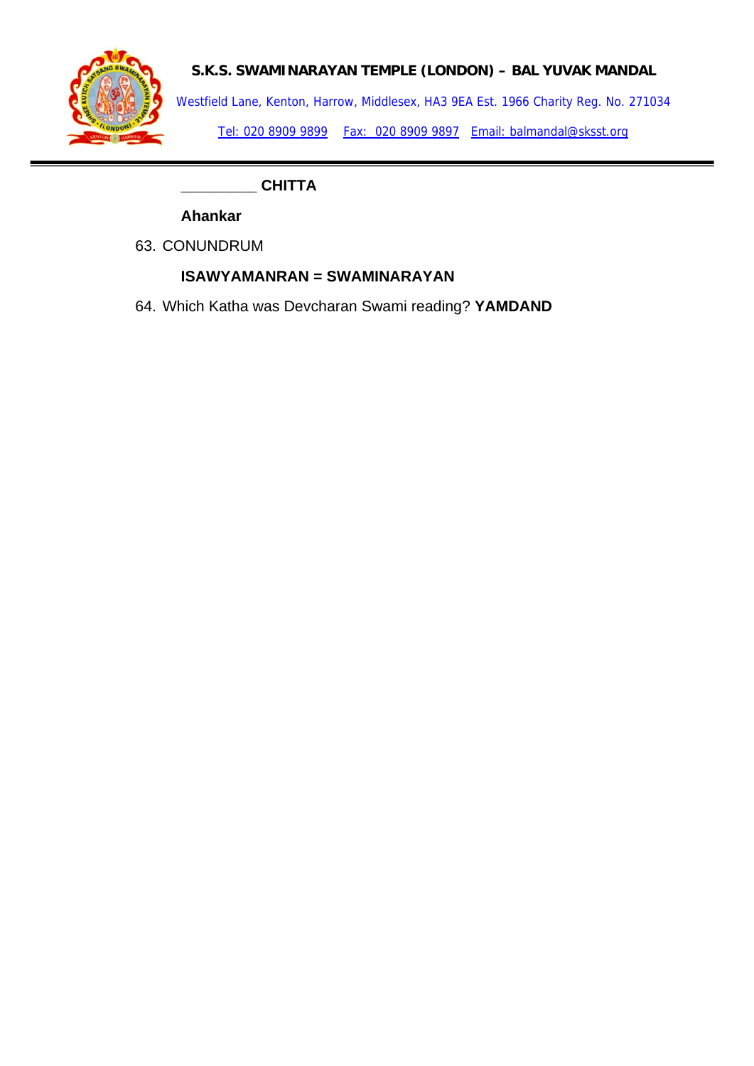_________ **CHITTA**

**Ahankar**

63. CONUNDRUM

    **ISAWYAMANRAN = SWAMINARAYAN**

64. Which Katha was Devcharan Swami reading? **YAMDAND**